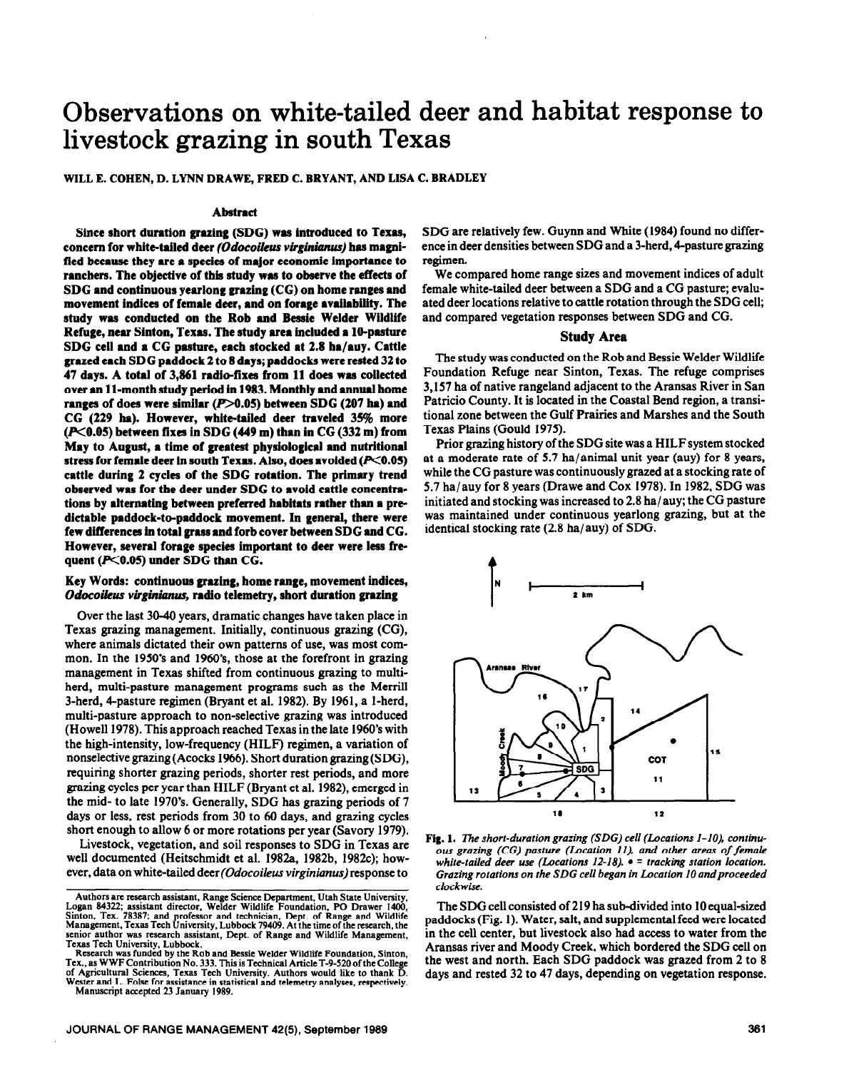# Observations on white-tailed deer and habitat response to livestock grazing in south Texas

WILL E. COHEN, D. LYNN DRAWE, FRED C. BRYANT, AND LISA C. BRADLEY

### Abstract

**Since short duration grazing (SDG) was introduced to Texas, concern for white-tailed deer *(Odocoileus virginianus)* has magnified because they are a species of major economic importance to ranchers. The objective of this study was to observe the effects of SDG and continuous yearlong grazing (CG) on home ranges and movement indices of female deer, and on forage availability. The study was conducted on the Rob and Bessie Welder Wildlife Refuge, near Sinton, Texas. The study area included a 10-pasture SDG cell and a CG pasture, each stocked at 2.8 ha/auy. Cattle grazed each SDG paddock 2 to 8 days; paddocks were rested 32 to 47 days. A total of 3,861 radio-fixes from 11 does was collected over an 11-month study period in 1983. Monthly and annual home ranges of does were similar ($P>0.05$) between SDG (207 ha) and CG (229 ha). However, white-tailed deer traveled 35% more ($P<0.05$) between fixes in SDG (449 m) than in CG (332 m) from May to August, a time of greatest physiological and nutritional stress for female deer in south Texas. Also, does avoided ($P<0.05$) cattle during 2 cycles of the SDG rotation. The primary trend observed was for the deer under SDG to avoid cattle concentrations by alternating between preferred habitats rather than a predictable paddock-to-paddock movement. In general, there were few differences in total grass and forb cover between SDG and CG. However, several forage species important to deer were less frequent ($P<0.05$) under SDG than CG.**

**Key Words: continuous grazing, home range, movement indices, *Odocoileus virginianus*, radio telemetry, short duration grazing**

Over the last 30-40 years, dramatic changes have taken place in Texas grazing management. Initially, continuous grazing (CG), where animals dictated their own patterns of use, was most common. In the 1950's and 1960's, those at the forefront in grazing management in Texas shifted from continuous grazing to multi-herd, multi-pasture management programs such as the Merrill 3-herd, 4-pasture regimen (Bryant et al. 1982). By 1961, a 1-herd, multi-pasture approach to non-selective grazing was introduced (Howell 1978). This approach reached Texas in the late 1960's with the high-intensity, low-frequency (HILF) regimen, a variation of nonselective grazing (Acocks 1966). Short duration grazing (SDG), requiring shorter grazing periods, shorter rest periods, and more grazing cycles per year than HILF (Bryant et al. 1982), emerged in the mid- to late 1970's. Generally, SDG has grazing periods of 7 days or less, rest periods from 30 to 60 days, and grazing cycles short enough to allow 6 or more rotations per year (Savory 1979).

Livestock, vegetation, and soil responses to SDG in Texas are well documented (Heitschmidt et al. 1982a, 1982b, 1982c); however, data on white-tailed deer *(Odocoileus virginianus)* response to SDG are relatively few. Guynn and White (1984) found no difference in deer densities between SDG and a 3-herd, 4-pasture grazing regimen.

We compared home range sizes and movement indices of adult female white-tailed deer between a SDG and a CG pasture; evaluated deer locations relative to cattle rotation through the SDG cell; and compared vegetation responses between SDG and CG.

Authors are research assistant, Range Science Department, Utah State University, Logan 84322; assistant director, Welder Wildlife Foundation, PO Drawer 1400, Sinton, Tex. 78387; and professor and technician, Dept. of Range and Wildlife Management, Texas Tech University, Lubbock 79409. At the time of the research, the senior author was research assistant, Dept. of Range and Wildlife Management, Texas Tech University, Lubbock.

Research was funded by the Rob and Bessie Welder Wildlife Foundation, Sinton, Tex., as WWF Contribution No. 333. This is Technical Article T-9-520 of the College of Agricultural Sciences, Texas Tech University. Authors would like to thank D. Wester and L. Folse for assistance in statistical and telemetry analyses, respectively.

Manuscript accepted 23 January 1989.

## Study Area

The study was conducted on the Rob and Bessie Welder Wildlife Foundation Refuge near Sinton, Texas. The refuge comprises 3,157 ha of native rangeland adjacent to the Aransas River in San Patricio County. It is located in the Coastal Bend region, a transitional zone between the Gulf Prairies and Marshes and the South Texas Plains (Gould 1975).

Prior grazing history of the SDG site was a HILF system stocked at a moderate rate of 5.7 ha/animal unit year (auy) for 8 years, while the CG pasture was continuously grazed at a stocking rate of 5.7 ha/auy for 8 years (Drawe and Cox 1978). In 1982, SDG was initiated and stocking was increased to 2.8 ha/auy; the CG pasture was maintained under continuous yearlong grazing, but at the identical stocking rate (2.8 ha/auy) of SDG.

**Fig. 1.** *The short-duration grazing (SDG) cell (Locations 1-10), continuous grazing (CG) pasture (Location 11), and other areas of female white-tailed deer use (Locations 12-18). • = tracking station location. Grazing rotations on the SDG cell began in Location 10 and proceeded clockwise.*

The SDG cell consisted of 219 ha sub-divided into 10 equal-sized paddocks (Fig. 1). Water, salt, and supplemental feed were located in the cell center, but livestock also had access to water from the Aransas river and Moody Creek, which bordered the SDG cell on the west and north. Each SDG paddock was grazed from 2 to 8 days and rested 32 to 47 days, depending on vegetation response.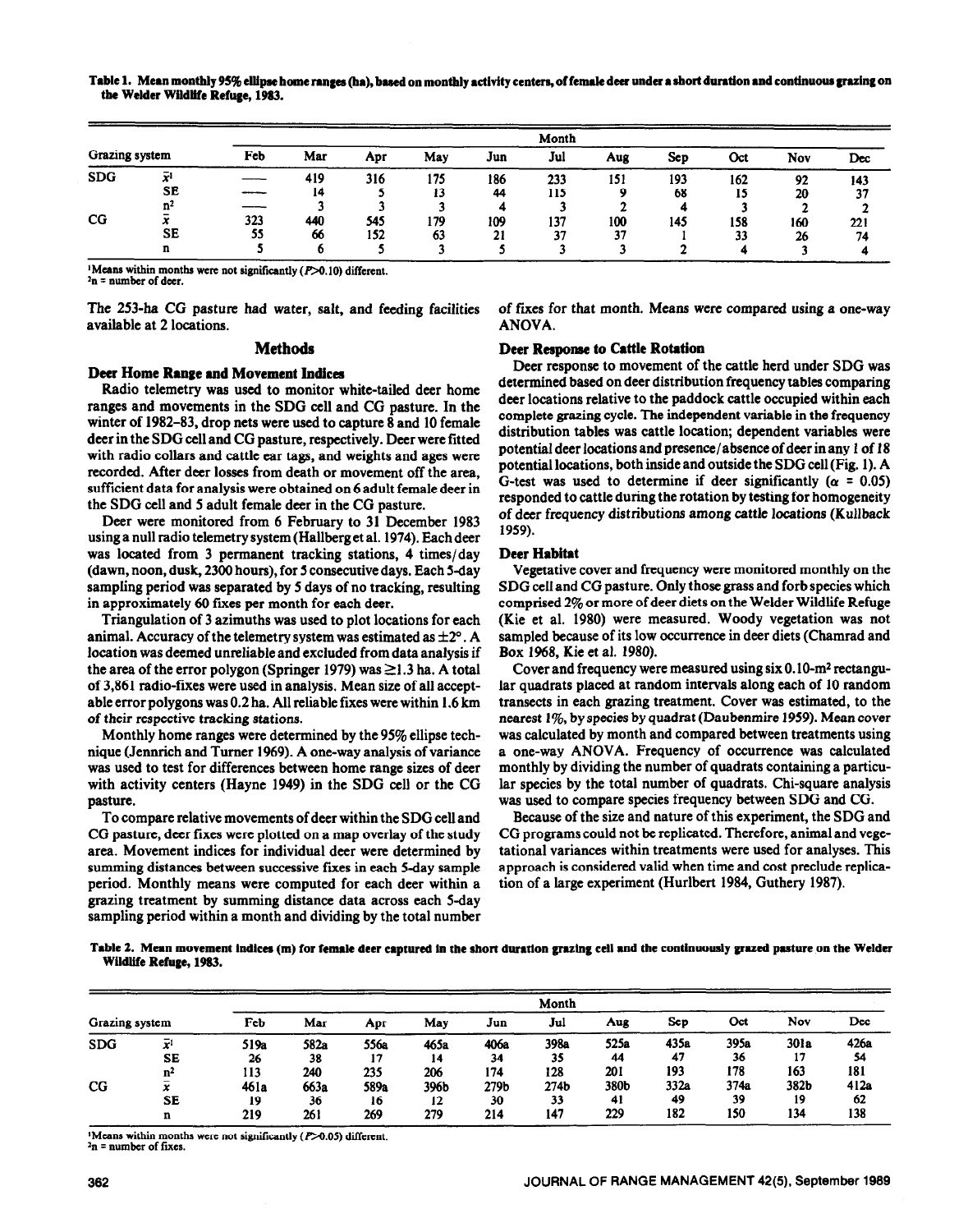**Table 1. Mean monthly 95% ellipse home ranges (ha), based on monthly activity centers, of female deer under a short duration and continuous grazing on the Welder Wildlife Refuge, 1983.**

| Grazing system | | Month | | | | | | | | | | |
|---|---|---|---|---|---|---|---|---|---|---|---|---|
| | | Feb | Mar | Apr | May | Jun | Jul | Aug | Sep | Oct | Nov | Dec |
| SDG | $\bar{x}$[1] | — | 419 | 316 | 175 | 186 | 233 | 151 | 193 | 162 | 92 | 143 |
| | SE | — | 14 | 5 | 13 | 44 | 115 | 9 | 68 | 15 | 20 | 37 |
| | n[2] | — | 3 | 3 | 3 | 4 | 3 | 2 | 4 | 3 | 2 | 2 |
| CG | $\bar{x}$ | 323 | 440 | 545 | 179 | 109 | 137 | 100 | 145 | 158 | 160 | 221 |
| | SE | 55 | 66 | 152 | 63 | 21 | 37 | 37 | 1 | 33 | 26 | 74 |
| | n | 5 | 6 | 5 | 3 | 5 | 3 | 3 | 2 | 4 | 3 | 4 |

[1]Means within months were not significantly ($P$>0.10) different.
[2]n = number of deer.

The 253-ha CG pasture had water, salt, and feeding facilities available at 2 locations.

## Methods

### Deer Home Range and Movement Indices

Radio telemetry was used to monitor white-tailed deer home ranges and movements in the SDG cell and CG pasture. In the winter of 1982–83, drop nets were used to capture 8 and 10 female deer in the SDG cell and CG pasture, respectively. Deer were fitted with radio collars and cattle ear tags, and weights and ages were recorded. After deer losses from death or movement off the area, sufficient data for analysis were obtained on 6 adult female deer in the SDG cell and 5 adult female deer in the CG pasture.

Deer were monitored from 6 February to 31 December 1983 using a null radio telemetry system (Hallberg et al. 1974). Each deer was located from 3 permanent tracking stations, 4 times/day (dawn, noon, dusk, 2300 hours), for 5 consecutive days. Each 5-day sampling period was separated by 5 days of no tracking, resulting in approximately 60 fixes per month for each deer.

Triangulation of 3 azimuths was used to plot locations for each animal. Accuracy of the telemetry system was estimated as ±2°. A location was deemed unreliable and excluded from data analysis if the area of the error polygon (Springer 1979) was ≥1.3 ha. A total of 3,861 radio-fixes were used in analysis. Mean size of all acceptable error polygons was 0.2 ha. All reliable fixes were within 1.6 km of their respective tracking stations.

Monthly home ranges were determined by the 95% ellipse technique (Jennrich and Turner 1969). A one-way analysis of variance was used to test for differences between home range sizes of deer with activity centers (Hayne 1949) in the SDG cell or the CG pasture.

To compare relative movements of deer within the SDG cell and CG pasture, deer fixes were plotted on a map overlay of the study area. Movement indices for individual deer were determined by summing distances between successive fixes in each 5-day sample period. Monthly means were computed for each deer within a grazing treatment by summing distance data across each 5-day sampling period within a month and dividing by the total number of fixes for that month. Means were compared using a one-way ANOVA.

### Deer Response to Cattle Rotation

Deer response to movement of the cattle herd under SDG was determined based on deer distribution frequency tables comparing deer locations relative to the paddock cattle occupied within each complete grazing cycle. The independent variable in the frequency distribution tables was cattle location; dependent variables were potential deer locations and presence/absence of deer in any 1 of 18 potential locations, both inside and outside the SDG cell (Fig. 1). A G-test was used to determine if deer significantly ($\alpha$ = 0.05) responded to cattle during the rotation by testing for homogeneity of deer frequency distributions among cattle locations (Kullback 1959).

### Deer Habitat

Vegetative cover and frequency were monitored monthly on the SDG cell and CG pasture. Only those grass and forb species which comprised 2% or more of deer diets on the Welder Wildlife Refuge (Kie et al. 1980) were measured. Woody vegetation was not sampled because of its low occurrence in deer diets (Chamrad and Box 1968, Kie et al. 1980).

Cover and frequency were measured using six 0.10-m² rectangular quadrats placed at random intervals along each of 10 random transects in each grazing treatment. Cover was estimated, to the nearest 1%, by species by quadrat (Daubenmire 1959). Mean cover was calculated by month and compared between treatments using a one-way ANOVA. Frequency of occurrence was calculated monthly by dividing the number of quadrats containing a particular species by the total number of quadrats. Chi-square analysis was used to compare species frequency between SDG and CG.

Because of the size and nature of this experiment, the SDG and CG programs could not be replicated. Therefore, animal and vegetational variances within treatments were used for analyses. This approach is considered valid when time and cost preclude replication of a large experiment (Hurlbert 1984, Guthery 1987).

**Table 2. Mean movement indices (m) for female deer captured in the short duration grazing cell and the continuously grazed pasture on the Welder Wildlife Refuge, 1983.**

| Grazing system | | Month | | | | | | | | | | |
|---|---|---|---|---|---|---|---|---|---|---|---|---|
| | | Feb | Mar | Apr | May | Jun | Jul | Aug | Sep | Oct | Nov | Dec |
| SDG | $\bar{x}$[1] | 519a | 582a | 556a | 465a | 406a | 398a | 525a | 435a | 395a | 301a | 426a |
| | SE | 26 | 38 | 17 | 14 | 34 | 35 | 44 | 47 | 36 | 17 | 54 |
| | n[2] | 113 | 240 | 235 | 206 | 174 | 128 | 201 | 193 | 178 | 163 | 181 |
| CG | $\bar{x}$ | 461a | 663a | 589a | 396b | 279b | 274b | 380b | 332a | 374a | 382b | 412a |
| | SE | 19 | 36 | 16 | 12 | 30 | 33 | 41 | 49 | 39 | 19 | 62 |
| | n | 219 | 261 | 269 | 279 | 214 | 147 | 229 | 182 | 150 | 134 | 138 |

[1]Means within months were not significantly ($P$>0.05) different.
[2]n = number of fixes.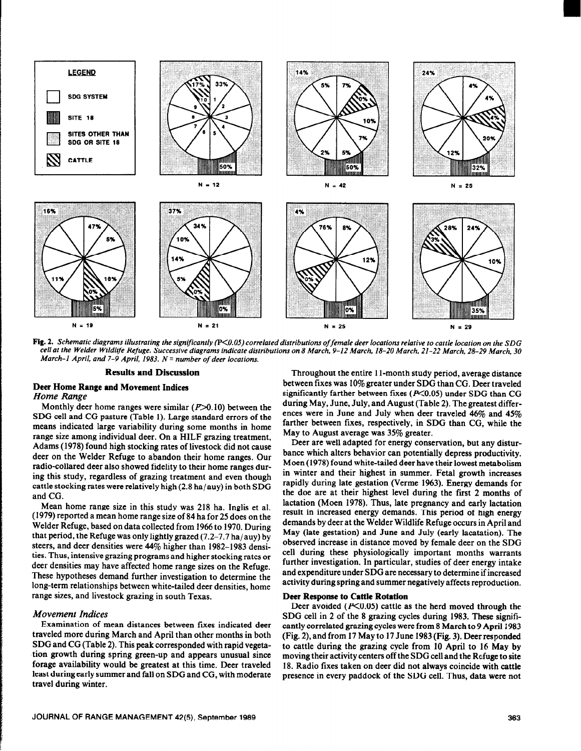Fig. 2. *Schematic diagrams illustrating the significantly (P<0.05) correlated distributions of female deer locations relative to cattle location on the SDG cell at the Welder Wildlife Refuge. Successive diagrams indicate distributions on 8 March, 9-12 March, 18-20 March, 21-22 March, 28-29 March, 30 March-1 April, and 7-9 April, 1983. N = number of deer locations.*

## Results and Discussion

### Deer Home Range and Movement Indices

#### *Home Range*

Monthly deer home ranges were similar ($P>0.10$) between the SDG cell and CG pasture (Table 1). Large standard errors of the means indicated large variability during some months in home range size among individual deer. On a HILF grazing treatment, Adams (1978) found high stocking rates of livestock did not cause deer on the Welder Refuge to abandon their home ranges. Our radio-collared deer also showed fidelity to their home ranges during this study, regardless of grazing treatment and even though cattle stocking rates were relatively high (2.8 ha/auy) in both SDG and CG.

Mean home range size in this study was 218 ha. Inglis et al. (1979) reported a mean home range size of 84 ha for 25 does on the Welder Refuge, based on data collected from 1966 to 1970. During that period, the Refuge was only lightly grazed (7.2–7.7 ha/auy) by steers, and deer densities were 44% higher than 1982–1983 densities. Thus, intensive grazing programs and higher stocking rates or deer densities may have affected home range sizes on the Refuge. These hypotheses demand further investigation to determine the long-term relationships between white-tailed deer densities, home range sizes, and livestock grazing in south Texas.

#### *Movement Indices*

Examination of mean distances between fixes indicated deer traveled more during March and April than other months in both SDG and CG (Table 2). This peak corresponded with rapid vegetation growth during spring green-up and appears unusual since forage availability would be greatest at this time. Deer traveled least during early summer and fall on SDG and CG, with moderate travel during winter.

Throughout the entire 11-month study period, average distance between fixes was 10% greater under SDG than CG. Deer traveled significantly farther between fixes ($P<0.05$) under SDG than CG during May, June, July, and August (Table 2). The greatest differences were in June and July when deer traveled 46% and 45% farther between fixes, respectively, in SDG than CG, while the May to August average was 35% greater.

Deer are well adapted for energy conservation, but any disturbance which alters behavior can potentially depress productivity. Moen (1978) found white-tailed deer have their lowest metabolism in winter and their highest in summer. Fetal growth increases rapidly during late gestation (Verme 1963). Energy demands for the doe are at their highest level during the first 2 months of lactation (Moen 1978). Thus, late pregnancy and early lactation result in increased energy demands. This period of high energy demands by deer at the Welder Wildlife Refuge occurs in April and May (late gestation) and June and July (early lacatation). The observed increase in distance moved by female deer on the SDG cell during these physiologically important months warrants further investigation. In particular, studies of deer energy intake and expenditure under SDG are necessary to determine if increased activity during spring and summer negatively affects reproduction.

### Deer Response to Cattle Rotation

Deer avoided ($P<0.05$) cattle as the herd moved through the SDG cell in 2 of the 8 grazing cycles during 1983. These significantly correlated grazing cycles were from 8 March to 9 April 1983 (Fig. 2), and from 17 May to 17 June 1983 (Fig. 3). Deer responded to cattle during the grazing cycle from 10 April to 16 May by moving their activity centers off the SDG cell and the Refuge to site 18. Radio fixes taken on deer did not always coincide with cattle presence in every paddock of the SDG cell. Thus, data were not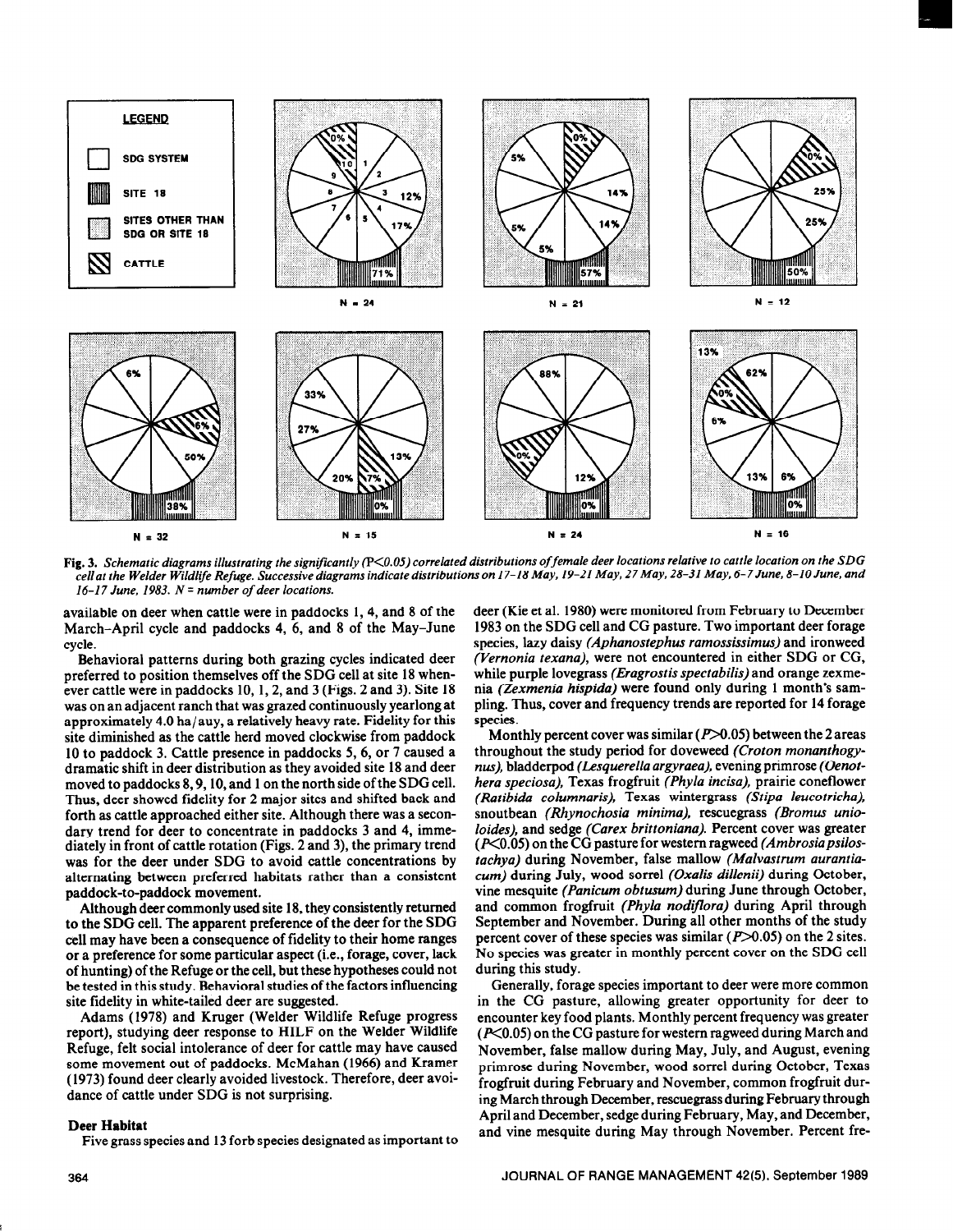LEGEND

SDG SYSTEM

SITE 18

SITES OTHER THAN SDG OR SITE 18

CATTLE

N = 24 N = 21 N = 12

N = 32 N = 15 N = 24 N = 16

**Fig. 3.** *Schematic diagrams illustrating the significantly (P<0.05) correlated distributions of female deer locations relative to cattle location on the SDG cell at the Welder Wildlife Refuge. Successive diagrams indicate distributions on 17–18 May, 19–21 May, 27 May, 28–31 May, 6–7 June, 8–10 June, and 16–17 June, 1983. N = number of deer locations.*

available on deer when cattle were in paddocks 1, 4, and 8 of the March–April cycle and paddocks 4, 6, and 8 of the May–June cycle.

Behavioral patterns during both grazing cycles indicated deer preferred to position themselves off the SDG cell at site 18 whenever cattle were in paddocks 10, 1, 2, and 3 (Figs. 2 and 3). Site 18 was on an adjacent ranch that was grazed continuously yearlong at approximately 4.0 ha/auy, a relatively heavy rate. Fidelity for this site diminished as the cattle herd moved clockwise from paddock 10 to paddock 3. Cattle presence in paddocks 5, 6, or 7 caused a dramatic shift in deer distribution as they avoided site 18 and deer moved to paddocks 8, 9, 10, and 1 on the north side of the SDG cell. Thus, deer showed fidelity for 2 major sites and shifted back and forth as cattle approached either site. Although there was a secondary trend for deer to concentrate in paddocks 3 and 4, immediately in front of cattle rotation (Figs. 2 and 3), the primary trend was for the deer under SDG to avoid cattle concentrations by alternating between preferred habitats rather than a consistent paddock-to-paddock movement.

Although deer commonly used site 18, they consistently returned to the SDG cell. The apparent preference of the deer for the SDG cell may have been a consequence of fidelity to their home ranges or a preference for some particular aspect (i.e., forage, cover, lack of hunting) of the Refuge or the cell, but these hypotheses could not be tested in this study. Behavioral studies of the factors influencing site fidelity in white-tailed deer are suggested.

Adams (1978) and Kruger (Welder Wildlife Refuge progress report), studying deer response to HILF on the Welder Wildlife Refuge, felt social intolerance of deer for cattle may have caused some movement out of paddocks. McMahan (1966) and Kramer (1973) found deer clearly avoided livestock. Therefore, deer avoidance of cattle under SDG is not surprising.

### Deer Habitat

Five grass species and 13 forb species designated as important to deer (Kie et al. 1980) were monitored from February to December 1983 on the SDG cell and CG pasture. Two important deer forage species, lazy daisy *(Aphanostephus ramossissimus)* and ironweed *(Vernonia texana)*, were not encountered in either SDG or CG, while purple lovegrass *(Eragrostis spectabilis)* and orange zexmenia *(Zexmenia hispida)* were found only during 1 month's sampling. Thus, cover and frequency trends are reported for 14 forage species.

Monthly percent cover was similar ($P>0.05$) between the 2 areas throughout the study period for doveweed *(Croton monanthogynus)*, bladderpod *(Lesquerella argyraea)*, evening primrose *(Oenothera speciosa)*, Texas frogfruit *(Phyla incisa)*, prairie coneflower *(Ratibida columnaris)*, Texas wintergrass *(Stipa leucotricha)*, snoutbean *(Rhynochosia minima)*, rescuegrass *(Bromus unioloides)*, and sedge *(Carex brittoniana)*. Percent cover was greater ($P<0.05$) on the CG pasture for western ragweed *(Ambrosia psilostachya)* during November, false mallow *(Malvastrum aurantiacum)* during July, wood sorrel *(Oxalis dillenii)* during October, vine mesquite *(Panicum obtusum)* during June through October, and common frogfruit *(Phyla nodiflora)* during April through September and November. During all other months of the study percent cover of these species was similar ($P>0.05$) on the 2 sites. No species was greater in monthly percent cover on the SDG cell during this study.

Generally, forage species important to deer were more common in the CG pasture, allowing greater opportunity for deer to encounter key food plants. Monthly percent frequency was greater ($P<0.05$) on the CG pasture for western ragweed during March and November, false mallow during May, July, and August, evening primrose during November, wood sorrel during October, Texas frogfruit during February and November, common frogfruit during March through December, rescuegrass during February through April and December, sedge during February, May, and December, and vine mesquite during May through November. Percent fre-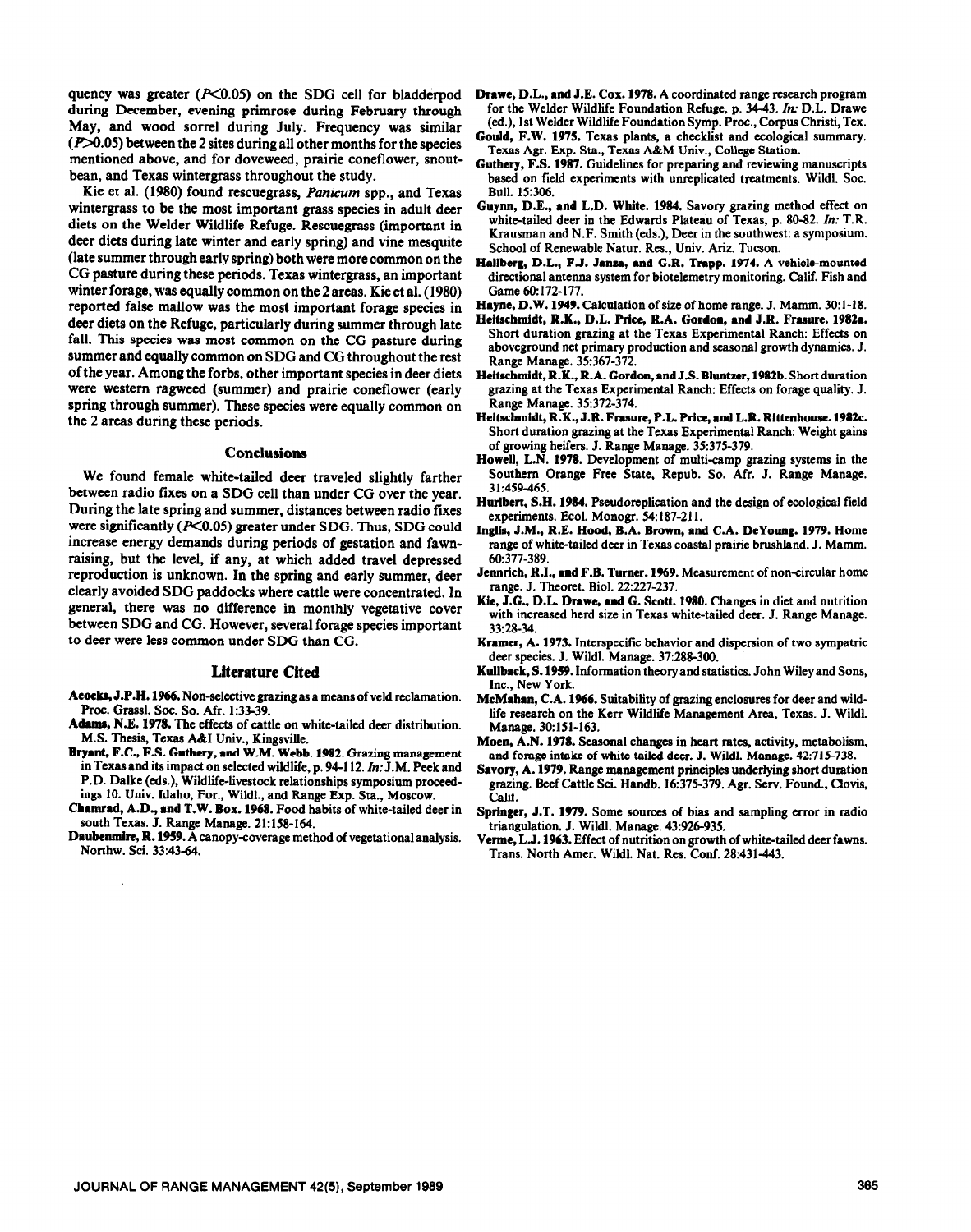quency was greater ($P<0.05$) on the SDG cell for bladderpod during December, evening primrose during February through May, and wood sorrel during July. Frequency was similar ($P>0.05$) between the 2 sites during all other months for the species mentioned above, and for doveweed, prairie coneflower, snoutbean, and Texas wintergrass throughout the study.

Kie et al. (1980) found rescuegrass, *Panicum* spp., and Texas wintergrass to be the most important grass species in adult deer diets on the Welder Wildlife Refuge. Rescuegrass (important in deer diets during late winter and early spring) and vine mesquite (late summer through early spring) both were more common on the CG pasture during these periods. Texas wintergrass, an important winter forage, was equally common on the 2 areas. Kie et al. (1980) reported false mallow was the most important forage species in deer diets on the Refuge, particularly during summer through late fall. This species was most common on the CG pasture during summer and equally common on SDG and CG throughout the rest of the year. Among the forbs, other important species in deer diets were western ragweed (summer) and prairie coneflower (early spring through summer). These species were equally common on the 2 areas during these periods.

## Conclusions

We found female white-tailed deer traveled slightly farther between radio fixes on a SDG cell than under CG over the year. During the late spring and summer, distances between radio fixes were significantly ($P<0.05$) greater under SDG. Thus, SDG could increase energy demands during periods of gestation and fawn-raising, but the level, if any, at which added travel depressed reproduction is unknown. In the spring and early summer, deer clearly avoided SDG paddocks where cattle were concentrated. In general, there was no difference in monthly vegetative cover between SDG and CG. However, several forage species important to deer were less common under SDG than CG.

## Literature Cited

**Acocks, J.P.H. 1966.** Non-selective grazing as a means of veld reclamation. Proc. Grassl. Soc. So. Afr. 1:33-39.

**Adams, N.E. 1978.** The effects of cattle on white-tailed deer distribution. M.S. Thesis, Texas A&I Univ., Kingsville.

**Bryant, F.C., F.S. Guthery, and W.M. Webb. 1982.** Grazing management in Texas and its impact on selected wildlife, p. 94-112. *In:* J.M. Peek and P.D. Dalke (eds.), Wildlife-livestock relationships symposium proceedings 10. Univ. Idaho, For., Wildl., and Range Exp. Sta., Moscow.

**Chamrad, A.D., and T.W. Box. 1968.** Food habits of white-tailed deer in south Texas. J. Range Manage. 21:158-164.

**Daubenmire, R. 1959.** A canopy-coverage method of vegetational analysis. Northw. Sci. 33:43-64.

**Drawe, D.L., and J.E. Cox. 1978.** A coordinated range research program for the Welder Wildlife Foundation Refuge, p. 34-43. *In:* D.L. Drawe (ed.), 1st Welder Wildlife Foundation Symp. Proc., Corpus Christi, Tex.

**Gould, F.W. 1975.** Texas plants, a checklist and ecological summary. Texas Agr. Exp. Sta., Texas A&M Univ., College Station.

**Guthery, F.S. 1987.** Guidelines for preparing and reviewing manuscripts based on field experiments with unreplicated treatments. Wildl. Soc. Bull. 15:306.

**Guynn, D.E., and L.D. White. 1984.** Savory grazing method effect on white-tailed deer in the Edwards Plateau of Texas, p. 80-82. *In:* T.R. Krausman and N.F. Smith (eds.), Deer in the southwest: a symposium. School of Renewable Natur. Res., Univ. Ariz. Tucson.

**Hallberg, D.L., F.J. Janza, and G.R. Trapp. 1974.** A vehicle-mounted directional antenna system for biotelemetry monitoring. Calif. Fish and Game 60:172-177.

**Hayne, D.W. 1949.** Calculation of size of home range. J. Mamm. 30:1-18.

**Heitschmidt, R.K., D.L. Price, R.A. Gordon, and J.R. Frasure. 1982a.** Short duration grazing at the Texas Experimental Ranch: Effects on aboveground net primary production and seasonal growth dynamics. J. Range Manage. 35:367-372.

**Heitschmidt, R.K., R.A. Gordon, and J.S. Bluntzer. 1982b.** Short duration grazing at the Texas Experimental Ranch: Effects on forage quality. J. Range Manage. 35:372-374.

**Heitschmidt, R.K., J.R. Frasure, P.L. Price, and L.R. Rittenhouse. 1982c.** Short duration grazing at the Texas Experimental Ranch: Weight gains of growing heifers. J. Range Manage. 35:375-379.

**Howell, L.N. 1978.** Development of multi-camp grazing systems in the Southern Orange Free State, Repub. So. Afr. J. Range Manage. 31:459-465.

**Hurlbert, S.H. 1984.** Pseudoreplication and the design of ecological field experiments. Ecol. Monogr. 54:187-211.

**Inglis, J.M., R.E. Hood, B.A. Brown, and C.A. DeYoung. 1979.** Home range of white-tailed deer in Texas coastal prairie brushland. J. Mamm. 60:377-389.

**Jennrich, R.I., and F.B. Turner. 1969.** Measurement of non-circular home range. J. Theoret. Biol. 22:227-237.

**Kie, J.G., D.L. Drawe, and G. Scott. 1980.** Changes in diet and nutrition with increased herd size in Texas white-tailed deer. J. Range Manage. 33:28-34.

**Kramer, A. 1973.** Interspecific behavior and dispersion of two sympatric deer species. J. Wildl. Manage. 37:288-300.

**Kullback, S. 1959.** Information theory and statistics. John Wiley and Sons, Inc., New York.

**McMahan, C.A. 1966.** Suitability of grazing enclosures for deer and wildlife research on the Kerr Wildlife Management Area, Texas. J. Wildl. Manage. 30:151-163.

**Moen, A.N. 1978.** Seasonal changes in heart rates, activity, metabolism, and forage intake of white-tailed deer. J. Wildl. Manage. 42:715-738.

**Savory, A. 1979.** Range management principles underlying short duration grazing. Beef Cattle Sci. Handb. 16:375-379. Agr. Serv. Found., Clovis, Calif.

**Springer, J.T. 1979.** Some sources of bias and sampling error in radio triangulation. J. Wildl. Manage. 43:926-935.

**Verme, L.J. 1963.** Effect of nutrition on growth of white-tailed deer fawns. Trans. North Amer. Wildl. Nat. Res. Conf. 28:431-443.